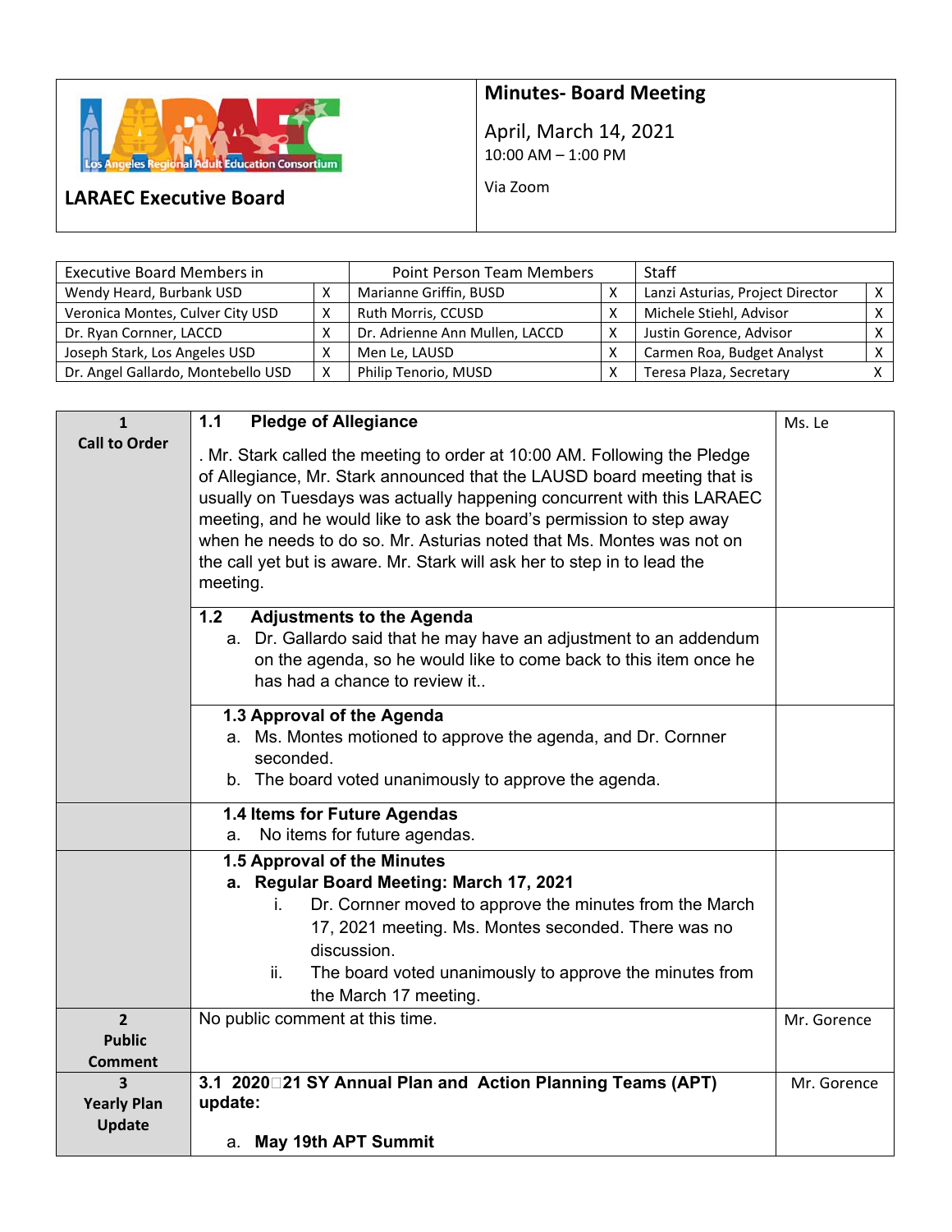**LARAEC Executive Board**

# Minutes- Board Meeting

April, March 14, 2021
10:00 AM – 1:00 PM

Via Zoom

| Executive Board Members in | | Point Person Team Members | | Staff | |
|---|---|---|---|---|---|
| Wendy Heard, Burbank USD | X | Marianne Griffin, BUSD | X | Lanzi Asturias, Project Director | X |
| Veronica Montes, Culver City USD | X | Ruth Morris, CCUSD | X | Michele Stiehl, Advisor | X |
| Dr. Ryan Cornner, LACCD | X | Dr. Adrienne Ann Mullen, LACCD | X | Justin Gorence, Advisor | X |
| Joseph Stark, Los Angeles USD | X | Men Le, LAUSD | X | Carmen Roa, Budget Analyst | X |
| Dr. Angel Gallardo, Montebello USD | X | Philip Tenorio, MUSD | X | Teresa Plaza, Secretary | X |

| | | |
|---|---|---|
| **1 Call to Order** | **1.1 Pledge of Allegiance**<br><br>. Mr. Stark called the meeting to order at 10:00 AM. Following the Pledge of Allegiance, Mr. Stark announced that the LAUSD board meeting that is usually on Tuesdays was actually happening concurrent with this LARAEC meeting, and he would like to ask the board's permission to step away when he needs to do so. Mr. Asturias noted that Ms. Montes was not on the call yet but is aware. Mr. Stark will ask her to step in to lead the meeting. | Ms. Le |
| | **1.2 Adjustments to the Agenda**<br>a. Dr. Gallardo said that he may have an adjustment to an addendum on the agenda, so he would like to come back to this item once he has had a chance to review it.. | |
| | **1.3 Approval of the Agenda**<br>a. Ms. Montes motioned to approve the agenda, and Dr. Cornner seconded.<br>b. The board voted unanimously to approve the agenda. | |
| | **1.4 Items for Future Agendas**<br>a. No items for future agendas. | |
| | **1.5 Approval of the Minutes**<br>**a. Regular Board Meeting: March 17, 2021**<br>i. Dr. Cornner moved to approve the minutes from the March 17, 2021 meeting. Ms. Montes seconded. There was no discussion.<br>ii. The board voted unanimously to approve the minutes from the March 17 meeting. | |
| **2 Public Comment** | No public comment at this time. | Mr. Gorence |
| **3 Yearly Plan Update** | **3.1 2020-21 SY Annual Plan and Action Planning Teams (APT) update:**<br><br>a. **May 19th APT Summit** | Mr. Gorence |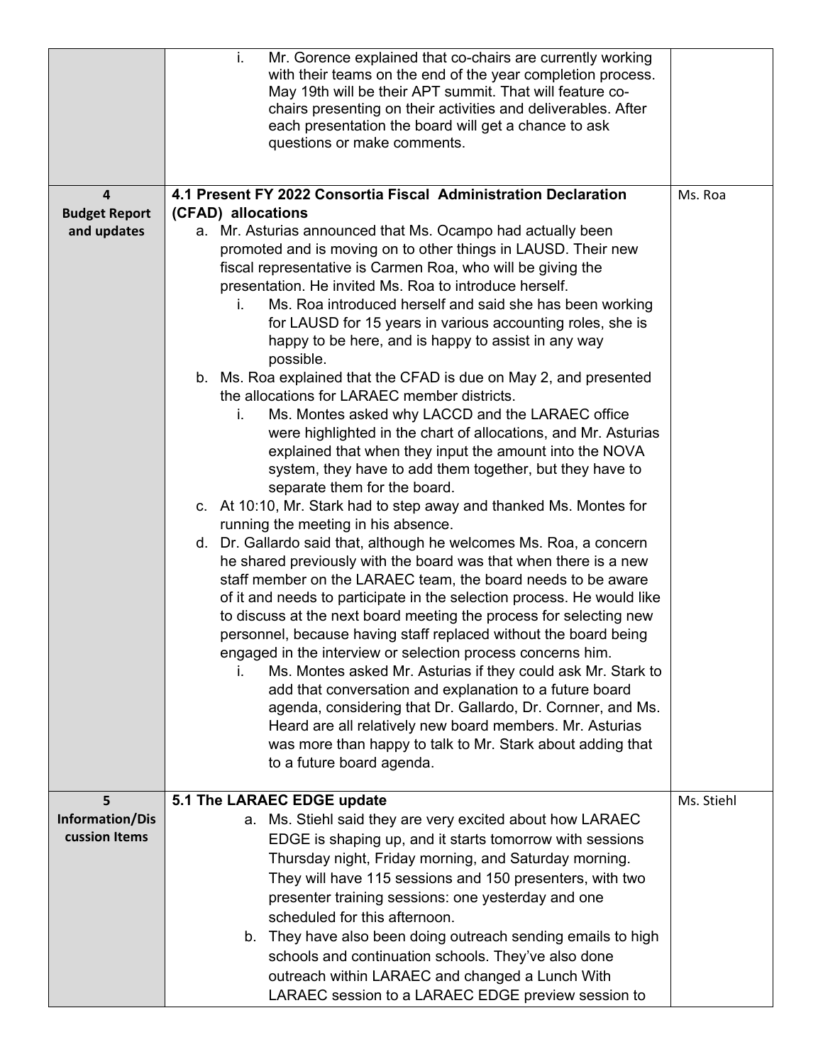| | | |
|---|---|---|
| | i. Mr. Gorence explained that co-chairs are currently working with their teams on the end of the year completion process. May 19th will be their APT summit. That will feature co-chairs presenting on their activities and deliverables. After each presentation the board will get a chance to ask questions or make comments. | |
| **4 Budget Report and updates** | **4.1 Present FY 2022 Consortia Fiscal Administration Declaration (CFAD) allocations**<br>a. Mr. Asturias announced that Ms. Ocampo had actually been promoted and is moving on to other things in LAUSD. Their new fiscal representative is Carmen Roa, who will be giving the presentation. He invited Ms. Roa to introduce herself.<br>i. Ms. Roa introduced herself and said she has been working for LAUSD for 15 years in various accounting roles, she is happy to be here, and is happy to assist in any way possible.<br>b. Ms. Roa explained that the CFAD is due on May 2, and presented the allocations for LARAEC member districts.<br>i. Ms. Montes asked why LACCD and the LARAEC office were highlighted in the chart of allocations, and Mr. Asturias explained that when they input the amount into the NOVA system, they have to add them together, but they have to separate them for the board.<br>c. At 10:10, Mr. Stark had to step away and thanked Ms. Montes for running the meeting in his absence.<br>d. Dr. Gallardo said that, although he welcomes Ms. Roa, a concern he shared previously with the board was that when there is a new staff member on the LARAEC team, the board needs to be aware of it and needs to participate in the selection process. He would like to discuss at the next board meeting the process for selecting new personnel, because having staff replaced without the board being engaged in the interview or selection process concerns him.<br>i. Ms. Montes asked Mr. Asturias if they could ask Mr. Stark to add that conversation and explanation to a future board agenda, considering that Dr. Gallardo, Dr. Cornner, and Ms. Heard are all relatively new board members. Mr. Asturias was more than happy to talk to Mr. Stark about adding that to a future board agenda. | Ms. Roa |
| **5 Information/Discussion Items** | **5.1 The LARAEC EDGE update**<br>a. Ms. Stiehl said they are very excited about how LARAEC EDGE is shaping up, and it starts tomorrow with sessions Thursday night, Friday morning, and Saturday morning. They will have 115 sessions and 150 presenters, with two presenter training sessions: one yesterday and one scheduled for this afternoon.<br>b. They have also been doing outreach sending emails to high schools and continuation schools. They've also done outreach within LARAEC and changed a Lunch With LARAEC session to a LARAEC EDGE preview session to | Ms. Stiehl |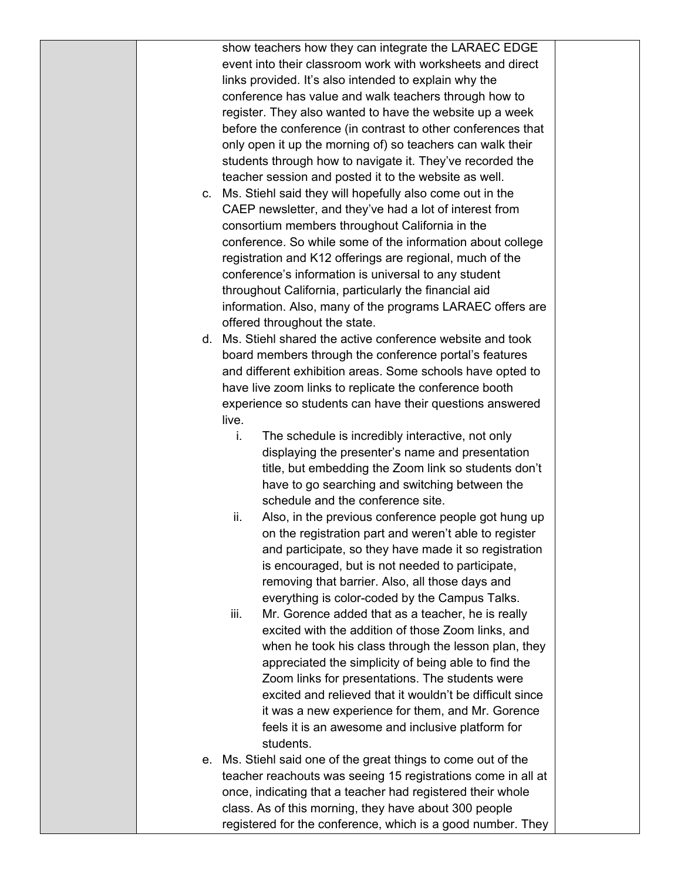show teachers how they can integrate the LARAEC EDGE event into their classroom work with worksheets and direct links provided. It's also intended to explain why the conference has value and walk teachers through how to register. They also wanted to have the website up a week before the conference (in contrast to other conferences that only open it up the morning of) so teachers can walk their students through how to navigate it. They've recorded the teacher session and posted it to the website as well.

c. Ms. Stiehl said they will hopefully also come out in the CAEP newsletter, and they've had a lot of interest from consortium members throughout California in the conference. So while some of the information about college registration and K12 offerings are regional, much of the conference's information is universal to any student throughout California, particularly the financial aid information. Also, many of the programs LARAEC offers are offered throughout the state.

d. Ms. Stiehl shared the active conference website and took board members through the conference portal's features and different exhibition areas. Some schools have opted to have live zoom links to replicate the conference booth experience so students can have their questions answered live.

   i. The schedule is incredibly interactive, not only displaying the presenter's name and presentation title, but embedding the Zoom link so students don't have to go searching and switching between the schedule and the conference site.

   ii. Also, in the previous conference people got hung up on the registration part and weren't able to register and participate, so they have made it so registration is encouraged, but is not needed to participate, removing that barrier. Also, all those days and everything is color-coded by the Campus Talks.

   iii. Mr. Gorence added that as a teacher, he is really excited with the addition of those Zoom links, and when he took his class through the lesson plan, they appreciated the simplicity of being able to find the Zoom links for presentations. The students were excited and relieved that it wouldn't be difficult since it was a new experience for them, and Mr. Gorence feels it is an awesome and inclusive platform for students.

e. Ms. Stiehl said one of the great things to come out of the teacher reachouts was seeing 15 registrations come in all at once, indicating that a teacher had registered their whole class. As of this morning, they have about 300 people registered for the conference, which is a good number. They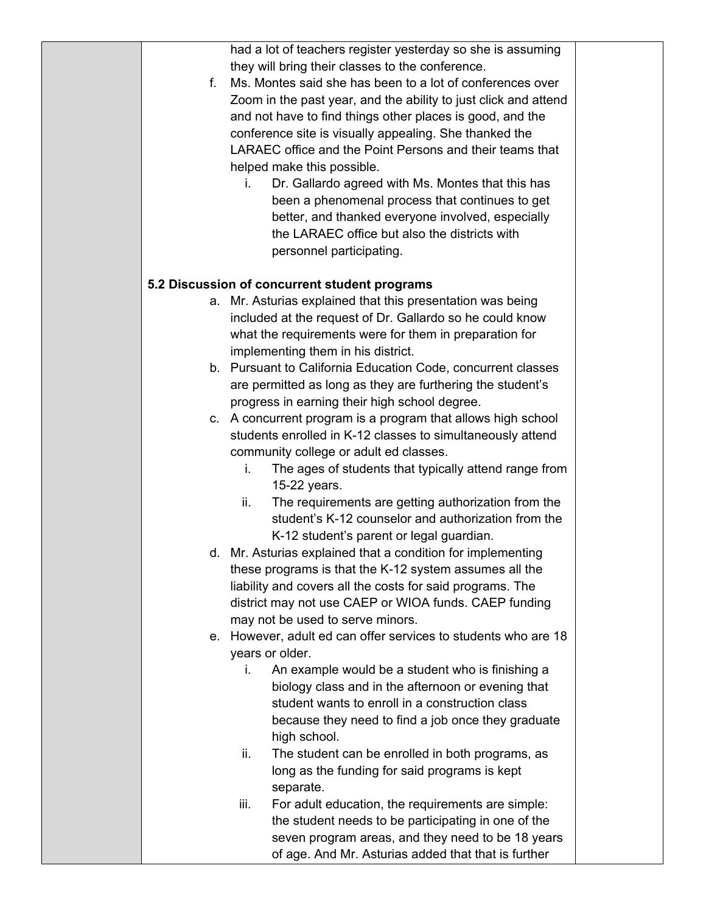had a lot of teachers register yesterday so she is assuming they will bring their classes to the conference.

f. Ms. Montes said she has been to a lot of conferences over Zoom in the past year, and the ability to just click and attend and not have to find things other places is good, and the conference site is visually appealing. She thanked the LARAEC office and the Point Persons and their teams that helped make this possible.
   i. Dr. Gallardo agreed with Ms. Montes that this has been a phenomenal process that continues to get better, and thanked everyone involved, especially the LARAEC office but also the districts with personnel participating.

**5.2 Discussion of concurrent student programs**

a. Mr. Asturias explained that this presentation was being included at the request of Dr. Gallardo so he could know what the requirements were for them in preparation for implementing them in his district.
b. Pursuant to California Education Code, concurrent classes are permitted as long as they are furthering the student's progress in earning their high school degree.
c. A concurrent program is a program that allows high school students enrolled in K-12 classes to simultaneously attend community college or adult ed classes.
   i. The ages of students that typically attend range from 15-22 years.
   ii. The requirements are getting authorization from the student's K-12 counselor and authorization from the K-12 student's parent or legal guardian.
d. Mr. Asturias explained that a condition for implementing these programs is that the K-12 system assumes all the liability and covers all the costs for said programs. The district may not use CAEP or WIOA funds. CAEP funding may not be used to serve minors.
e. However, adult ed can offer services to students who are 18 years or older.
   i. An example would be a student who is finishing a biology class and in the afternoon or evening that student wants to enroll in a construction class because they need to find a job once they graduate high school.
   ii. The student can be enrolled in both programs, as long as the funding for said programs is kept separate.
   iii. For adult education, the requirements are simple: the student needs to be participating in one of the seven program areas, and they need to be 18 years of age. And Mr. Asturias added that that is further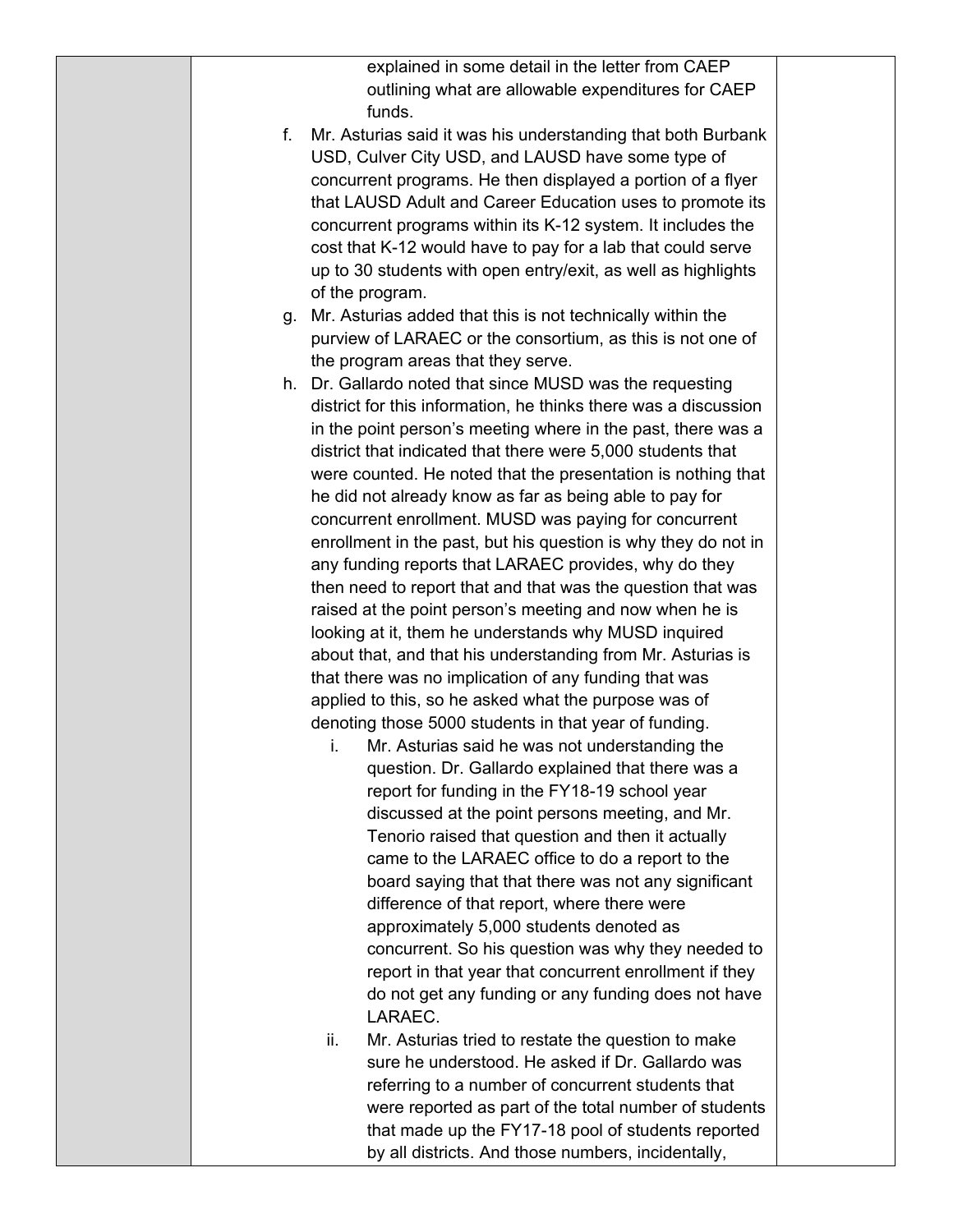explained in some detail in the letter from CAEP outlining what are allowable expenditures for CAEP funds.

f. Mr. Asturias said it was his understanding that both Burbank USD, Culver City USD, and LAUSD have some type of concurrent programs. He then displayed a portion of a flyer that LAUSD Adult and Career Education uses to promote its concurrent programs within its K-12 system. It includes the cost that K-12 would have to pay for a lab that could serve up to 30 students with open entry/exit, as well as highlights of the program.

g. Mr. Asturias added that this is not technically within the purview of LARAEC or the consortium, as this is not one of the program areas that they serve.

h. Dr. Gallardo noted that since MUSD was the requesting district for this information, he thinks there was a discussion in the point person's meeting where in the past, there was a district that indicated that there were 5,000 students that were counted. He noted that the presentation is nothing that he did not already know as far as being able to pay for concurrent enrollment. MUSD was paying for concurrent enrollment in the past, but his question is why they do not in any funding reports that LARAEC provides, why do they then need to report that and that was the question that was raised at the point person's meeting and now when he is looking at it, them he understands why MUSD inquired about that, and that his understanding from Mr. Asturias is that there was no implication of any funding that was applied to this, so he asked what the purpose was of denoting those 5000 students in that year of funding.

    i. Mr. Asturias said he was not understanding the question. Dr. Gallardo explained that there was a report for funding in the FY18-19 school year discussed at the point persons meeting, and Mr. Tenorio raised that question and then it actually came to the LARAEC office to do a report to the board saying that that there was not any significant difference of that report, where there were approximately 5,000 students denoted as concurrent. So his question was why they needed to report in that year that concurrent enrollment if they do not get any funding or any funding does not have LARAEC.

    ii. Mr. Asturias tried to restate the question to make sure he understood. He asked if Dr. Gallardo was referring to a number of concurrent students that were reported as part of the total number of students that made up the FY17-18 pool of students reported by all districts. And those numbers, incidentally,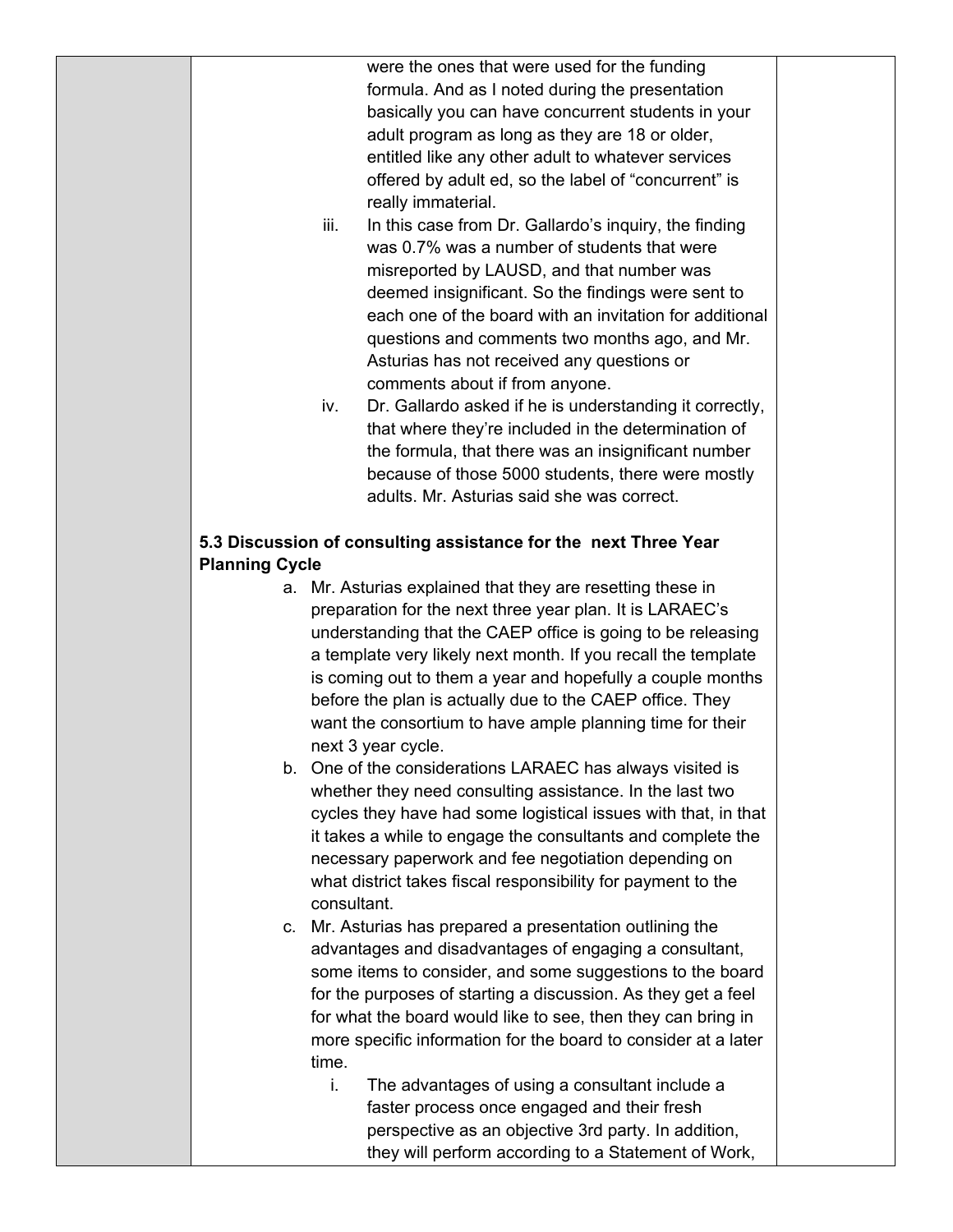were the ones that were used for the funding formula. And as I noted during the presentation basically you can have concurrent students in your adult program as long as they are 18 or older, entitled like any other adult to whatever services offered by adult ed, so the label of "concurrent" is really immaterial.

iii. In this case from Dr. Gallardo's inquiry, the finding was 0.7% was a number of students that were misreported by LAUSD, and that number was deemed insignificant. So the findings were sent to each one of the board with an invitation for additional questions and comments two months ago, and Mr. Asturias has not received any questions or comments about if from anyone.

iv. Dr. Gallardo asked if he is understanding it correctly, that where they're included in the determination of the formula, that there was an insignificant number because of those 5000 students, there were mostly adults. Mr. Asturias said she was correct.

**5.3 Discussion of consulting assistance for the next Three Year Planning Cycle**

a. Mr. Asturias explained that they are resetting these in preparation for the next three year plan. It is LARAEC's understanding that the CAEP office is going to be releasing a template very likely next month. If you recall the template is coming out to them a year and hopefully a couple months before the plan is actually due to the CAEP office. They want the consortium to have ample planning time for their next 3 year cycle.

b. One of the considerations LARAEC has always visited is whether they need consulting assistance. In the last two cycles they have had some logistical issues with that, in that it takes a while to engage the consultants and complete the necessary paperwork and fee negotiation depending on what district takes fiscal responsibility for payment to the consultant.

c. Mr. Asturias has prepared a presentation outlining the advantages and disadvantages of engaging a consultant, some items to consider, and some suggestions to the board for the purposes of starting a discussion. As they get a feel for what the board would like to see, then they can bring in more specific information for the board to consider at a later time.

   i. The advantages of using a consultant include a faster process once engaged and their fresh perspective as an objective 3rd party. In addition, they will perform according to a Statement of Work,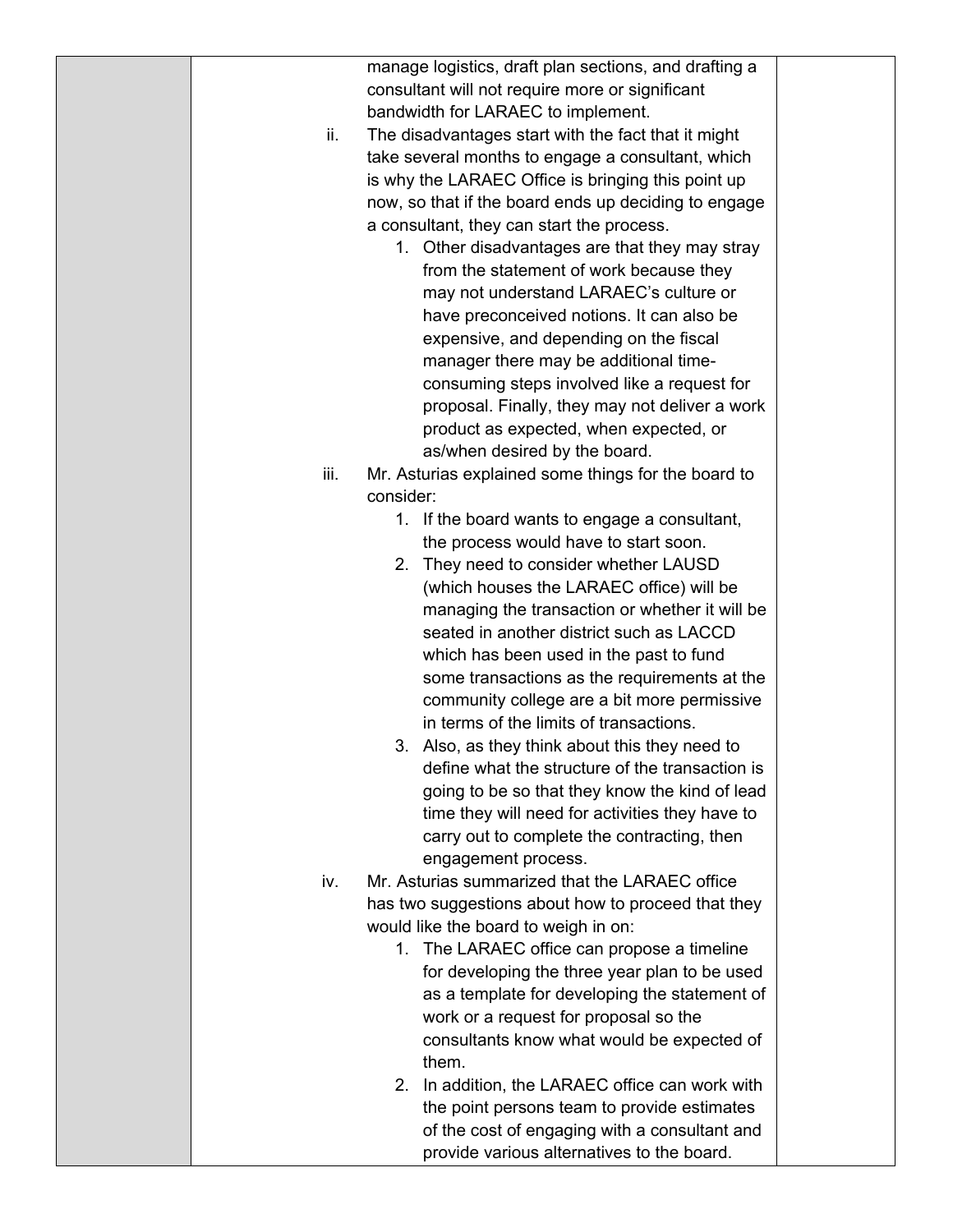|  | manage logistics, draft plan sections, and drafting a consultant will not require more or significant bandwidth for LARAEC to implement.<br>ii. The disadvantages start with the fact that it might take several months to engage a consultant, which is why the LARAEC Office is bringing this point up now, so that if the board ends up deciding to engage a consultant, they can start the process.<br>1. Other disadvantages are that they may stray from the statement of work because they may not understand LARAEC's culture or have preconceived notions. It can also be expensive, and depending on the fiscal manager there may be additional time-consuming steps involved like a request for proposal. Finally, they may not deliver a work product as expected, when expected, or as/when desired by the board.<br>iii. Mr. Asturias explained some things for the board to consider:<br>1. If the board wants to engage a consultant, the process would have to start soon.<br>2. They need to consider whether LAUSD (which houses the LARAEC office) will be managing the transaction or whether it will be seated in another district such as LACCD which has been used in the past to fund some transactions as the requirements at the community college are a bit more permissive in terms of the limits of transactions.<br>3. Also, as they think about this they need to define what the structure of the transaction is going to be so that they know the kind of lead time they will need for activities they have to carry out to complete the contracting, then engagement process.<br>iv. Mr. Asturias summarized that the LARAEC office has two suggestions about how to proceed that they would like the board to weigh in on:<br>1. The LARAEC office can propose a timeline for developing the three year plan to be used as a template for developing the statement of work or a request for proposal so the consultants know what would be expected of them.<br>2. In addition, the LARAEC office can work with the point persons team to provide estimates of the cost of engaging with a consultant and provide various alternatives to the board. |  |
|---|---|---|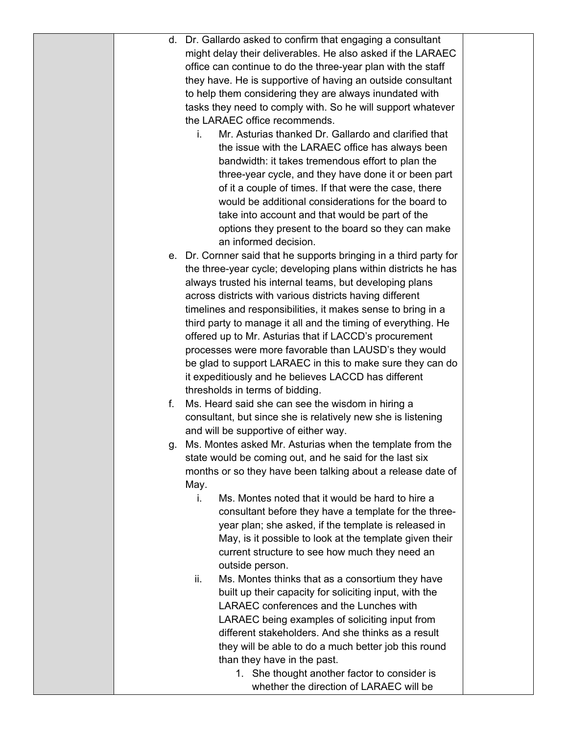d. Dr. Gallardo asked to confirm that engaging a consultant might delay their deliverables. He also asked if the LARAEC office can continue to do the three-year plan with the staff they have. He is supportive of having an outside consultant to help them considering they are always inundated with tasks they need to comply with. So he will support whatever the LARAEC office recommends.

    i. Mr. Asturias thanked Dr. Gallardo and clarified that the issue with the LARAEC office has always been bandwidth: it takes tremendous effort to plan the three-year cycle, and they have done it or been part of it a couple of times. If that were the case, there would be additional considerations for the board to take into account and that would be part of the options they present to the board so they can make an informed decision.

e. Dr. Cornner said that he supports bringing in a third party for the three-year cycle; developing plans within districts he has always trusted his internal teams, but developing plans across districts with various districts having different timelines and responsibilities, it makes sense to bring in a third party to manage it all and the timing of everything. He offered up to Mr. Asturias that if LACCD's procurement processes were more favorable than LAUSD's they would be glad to support LARAEC in this to make sure they can do it expeditiously and he believes LACCD has different thresholds in terms of bidding.

f. Ms. Heard said she can see the wisdom in hiring a consultant, but since she is relatively new she is listening and will be supportive of either way.

g. Ms. Montes asked Mr. Asturias when the template from the state would be coming out, and he said for the last six months or so they have been talking about a release date of May.

    i. Ms. Montes noted that it would be hard to hire a consultant before they have a template for the three-year plan; she asked, if the template is released in May, is it possible to look at the template given their current structure to see how much they need an outside person.

    ii. Ms. Montes thinks that as a consortium they have built up their capacity for soliciting input, with the LARAEC conferences and the Lunches with LARAEC being examples of soliciting input from different stakeholders. And she thinks as a result they will be able to do a much better job this round than they have in the past.

        1. She thought another factor to consider is whether the direction of LARAEC will be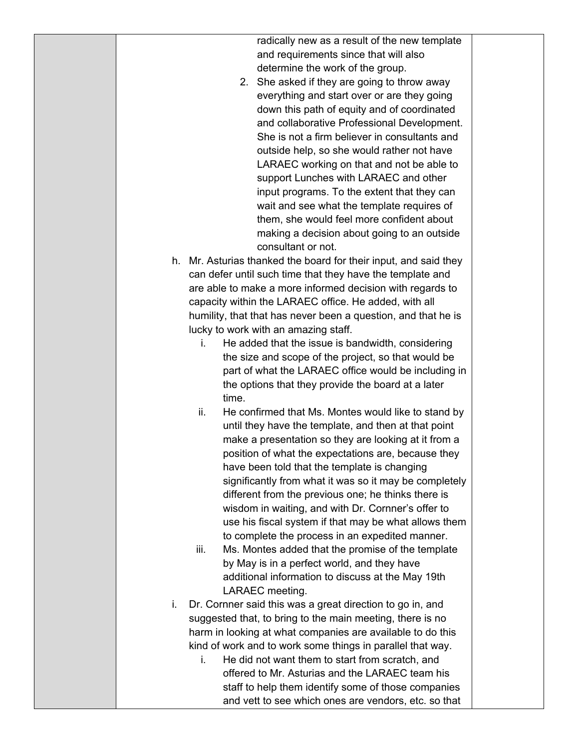radically new as a result of the new template and requirements since that will also determine the work of the group.

2. She asked if they are going to throw away everything and start over or are they going down this path of equity and of coordinated and collaborative Professional Development. She is not a firm believer in consultants and outside help, so she would rather not have LARAEC working on that and not be able to support Lunches with LARAEC and other input programs. To the extent that they can wait and see what the template requires of them, she would feel more confident about making a decision about going to an outside consultant or not.

h. Mr. Asturias thanked the board for their input, and said they can defer until such time that they have the template and are able to make a more informed decision with regards to capacity within the LARAEC office. He added, with all humility, that that has never been a question, and that he is lucky to work with an amazing staff.

   i. He added that the issue is bandwidth, considering the size and scope of the project, so that would be part of what the LARAEC office would be including in the options that they provide the board at a later time.

   ii. He confirmed that Ms. Montes would like to stand by until they have the template, and then at that point make a presentation so they are looking at it from a position of what the expectations are, because they have been told that the template is changing significantly from what it was so it may be completely different from the previous one; he thinks there is wisdom in waiting, and with Dr. Cornner's offer to use his fiscal system if that may be what allows them to complete the process in an expedited manner.

   iii. Ms. Montes added that the promise of the template by May is in a perfect world, and they have additional information to discuss at the May 19th LARAEC meeting.

i. Dr. Cornner said this was a great direction to go in, and suggested that, to bring to the main meeting, there is no harm in looking at what companies are available to do this kind of work and to work some things in parallel that way.

   i. He did not want them to start from scratch, and offered to Mr. Asturias and the LARAEC team his staff to help them identify some of those companies and vett to see which ones are vendors, etc. so that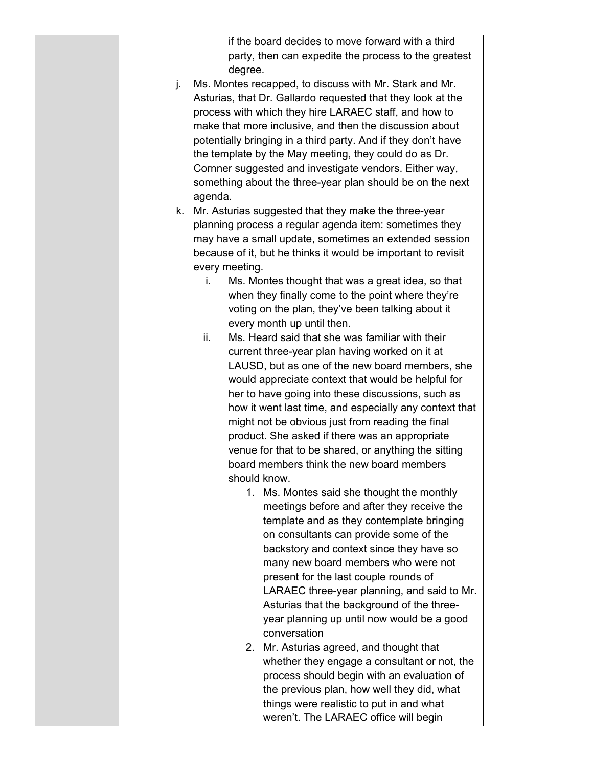if the board decides to move forward with a third party, then can expedite the process to the greatest degree.

j. Ms. Montes recapped, to discuss with Mr. Stark and Mr. Asturias, that Dr. Gallardo requested that they look at the process with which they hire LARAEC staff, and how to make that more inclusive, and then the discussion about potentially bringing in a third party. And if they don't have the template by the May meeting, they could do as Dr. Cornner suggested and investigate vendors. Either way, something about the three-year plan should be on the next agenda.

k. Mr. Asturias suggested that they make the three-year planning process a regular agenda item: sometimes they may have a small update, sometimes an extended session because of it, but he thinks it would be important to revisit every meeting.

   i. Ms. Montes thought that was a great idea, so that when they finally come to the point where they're voting on the plan, they've been talking about it every month up until then.

   ii. Ms. Heard said that she was familiar with their current three-year plan having worked on it at LAUSD, but as one of the new board members, she would appreciate context that would be helpful for her to have going into these discussions, such as how it went last time, and especially any context that might not be obvious just from reading the final product. She asked if there was an appropriate venue for that to be shared, or anything the sitting board members think the new board members should know.

      1. Ms. Montes said she thought the monthly meetings before and after they receive the template and as they contemplate bringing on consultants can provide some of the backstory and context since they have so many new board members who were not present for the last couple rounds of LARAEC three-year planning, and said to Mr. Asturias that the background of the three-year planning up until now would be a good conversation

      2. Mr. Asturias agreed, and thought that whether they engage a consultant or not, the process should begin with an evaluation of the previous plan, how well they did, what things were realistic to put in and what weren't. The LARAEC office will begin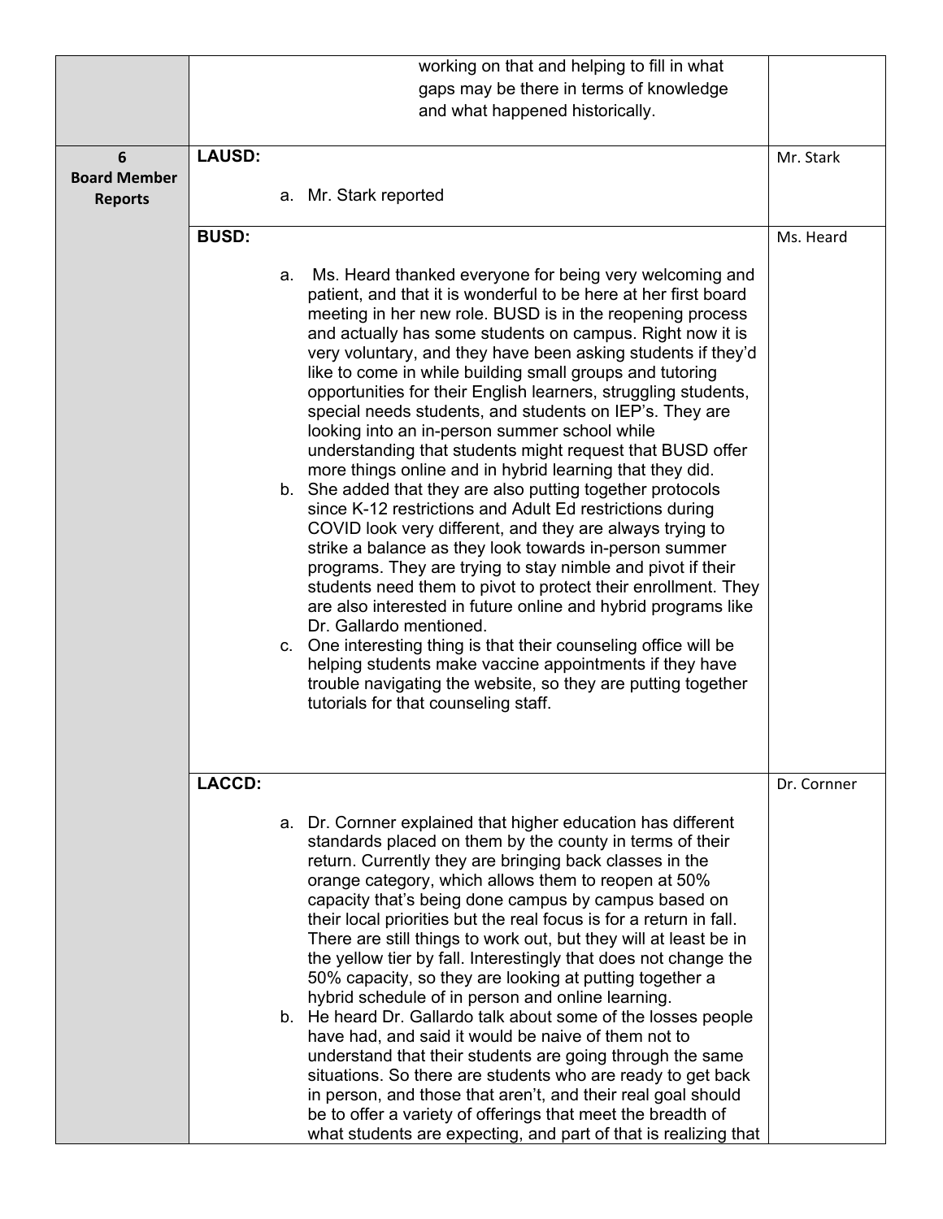| | | |
|---|---|---|
| | working on that and helping to fill in what gaps may be there in terms of knowledge and what happened historically. | |
| **6 Board Member Reports** | **LAUSD:**<br><br>a. Mr. Stark reported | Mr. Stark |
| | **BUSD:**<br><br>a. Ms. Heard thanked everyone for being very welcoming and patient, and that it is wonderful to be here at her first board meeting in her new role. BUSD is in the reopening process and actually has some students on campus. Right now it is very voluntary, and they have been asking students if they'd like to come in while building small groups and tutoring opportunities for their English learners, struggling students, special needs students, and students on IEP's. They are looking into an in-person summer school while understanding that students might request that BUSD offer more things online and in hybrid learning that they did.<br>b. She added that they are also putting together protocols since K-12 restrictions and Adult Ed restrictions during COVID look very different, and they are always trying to strike a balance as they look towards in-person summer programs. They are trying to stay nimble and pivot if their students need them to pivot to protect their enrollment. They are also interested in future online and hybrid programs like Dr. Gallardo mentioned.<br>c. One interesting thing is that their counseling office will be helping students make vaccine appointments if they have trouble navigating the website, so they are putting together tutorials for that counseling staff. | Ms. Heard |
| | **LACCD:**<br><br>a. Dr. Cornner explained that higher education has different standards placed on them by the county in terms of their return. Currently they are bringing back classes in the orange category, which allows them to reopen at 50% capacity that's being done campus by campus based on their local priorities but the real focus is for a return in fall. There are still things to work out, but they will at least be in the yellow tier by fall. Interestingly that does not change the 50% capacity, so they are looking at putting together a hybrid schedule of in person and online learning.<br>b. He heard Dr. Gallardo talk about some of the losses people have had, and said it would be naive of them not to understand that their students are going through the same situations. So there are students who are ready to get back in person, and those that aren't, and their real goal should be to offer a variety of offerings that meet the breadth of what students are expecting, and part of that is realizing that | Dr. Cornner |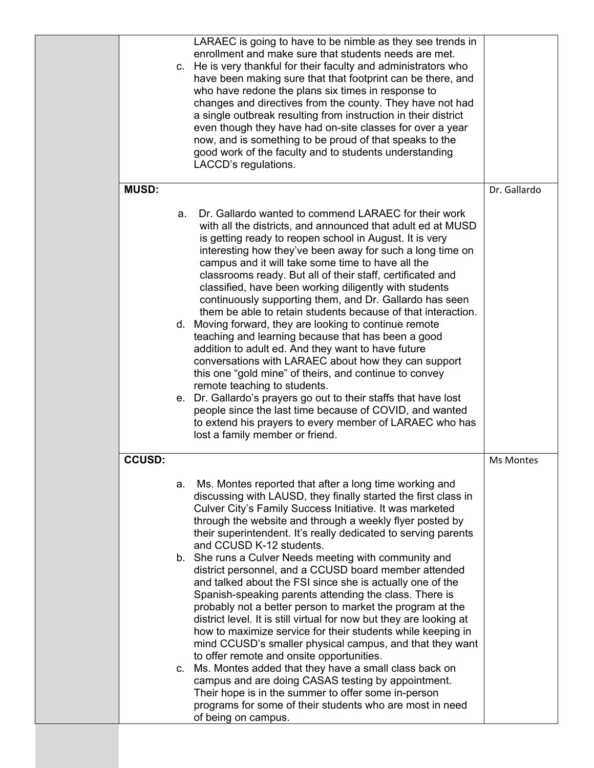| | | |
|---|---|---|
| | LARAEC is going to have to be nimble as they see trends in enrollment and make sure that students needs are met.<br>c. He is very thankful for their faculty and administrators who have been making sure that that footprint can be there, and who have redone the plans six times in response to changes and directives from the county. They have not had a single outbreak resulting from instruction in their district even though they have had on-site classes for over a year now, and is something to be proud of that speaks to the good work of the faculty and to students understanding LACCD's regulations. | |
| | **MUSD:**<br><br>a. Dr. Gallardo wanted to commend LARAEC for their work with all the districts, and announced that adult ed at MUSD is getting ready to reopen school in August. It is very interesting how they've been away for such a long time on campus and it will take some time to have all the classrooms ready. But all of their staff, certificated and classified, have been working diligently with students continuously supporting them, and Dr. Gallardo has seen them be able to retain students because of that interaction.<br>d. Moving forward, they are looking to continue remote teaching and learning because that has been a good addition to adult ed. And they want to have future conversations with LARAEC about how they can support this one "gold mine" of theirs, and continue to convey remote teaching to students.<br>e. Dr. Gallardo's prayers go out to their staffs that have lost people since the last time because of COVID, and wanted to extend his prayers to every member of LARAEC who has lost a family member or friend. | Dr. Gallardo |
| | **CCUSD:**<br><br>a. Ms. Montes reported that after a long time working and discussing with LAUSD, they finally started the first class in Culver City's Family Success Initiative. It was marketed through the website and through a weekly flyer posted by their superintendent. It's really dedicated to serving parents and CCUSD K-12 students.<br>b. She runs a Culver Needs meeting with community and district personnel, and a CCUSD board member attended and talked about the FSI since she is actually one of the Spanish-speaking parents attending the class. There is probably not a better person to market the program at the district level. It is still virtual for now but they are looking at how to maximize service for their students while keeping in mind CCUSD's smaller physical campus, and that they want to offer remote and onsite opportunities.<br>c. Ms. Montes added that they have a small class back on campus and are doing CASAS testing by appointment. Their hope is in the summer to offer some in-person programs for some of their students who are most in need of being on campus. | Ms Montes |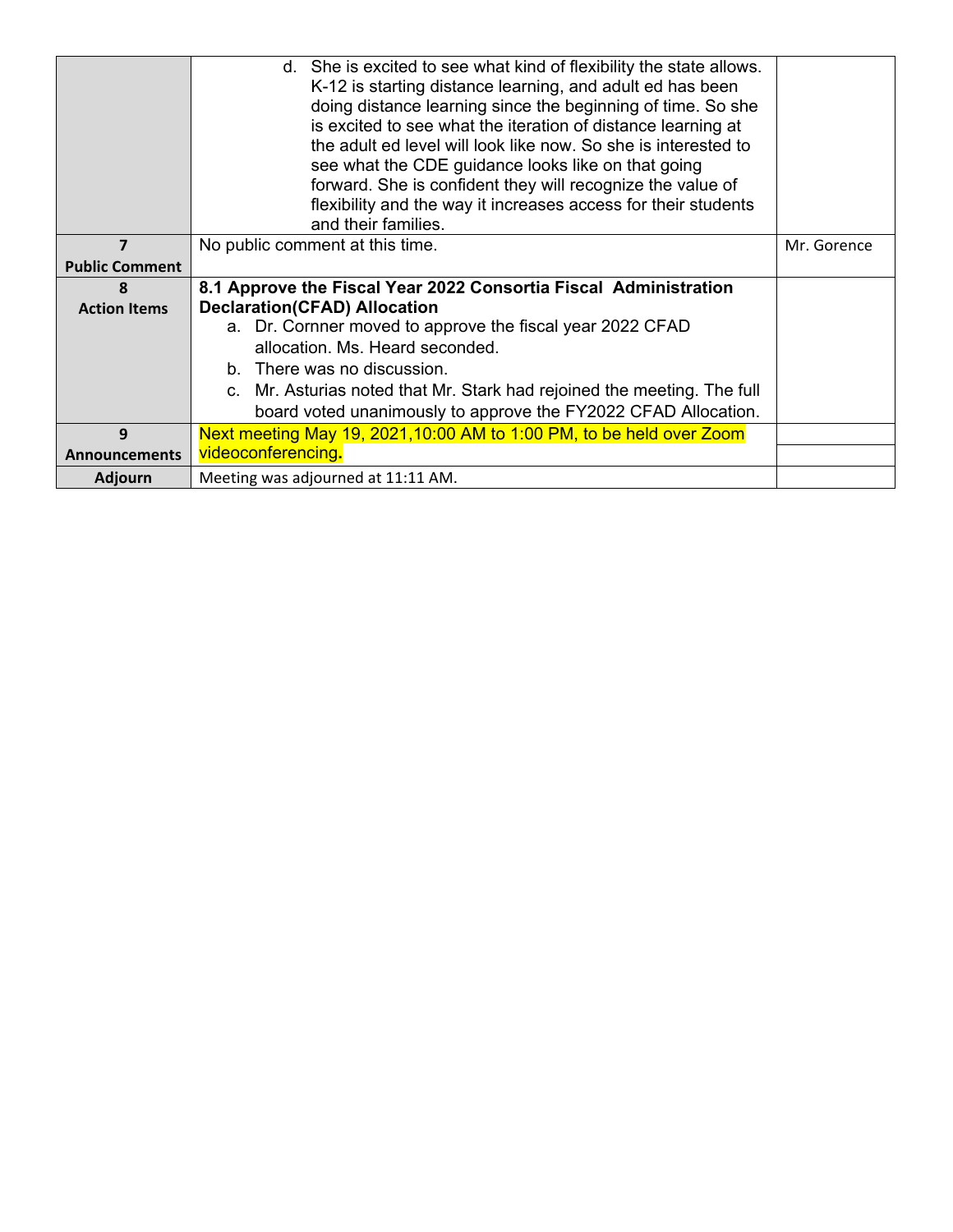| | | |
|---|---|---|
| | d. She is excited to see what kind of flexibility the state allows. K-12 is starting distance learning, and adult ed has been doing distance learning since the beginning of time. So she is excited to see what the iteration of distance learning at the adult ed level will look like now. So she is interested to see what the CDE guidance looks like on that going forward. She is confident they will recognize the value of flexibility and the way it increases access for their students and their families. | |
| **7**<br>**Public Comment** | No public comment at this time. | Mr. Gorence |
| **8**<br>**Action Items** | **8.1 Approve the Fiscal Year 2022 Consortia Fiscal Administration Declaration(CFAD) Allocation**<br>a. Dr. Cornner moved to approve the fiscal year 2022 CFAD allocation. Ms. Heard seconded.<br>b. There was no discussion.<br>c. Mr. Asturias noted that Mr. Stark had rejoined the meeting. The full board voted unanimously to approve the FY2022 CFAD Allocation. | |
| **9**<br>**Announcements** | Next meeting May 19, 2021,10:00 AM to 1:00 PM, to be held over Zoom videoconferencing. | |
| **Adjourn** | Meeting was adjourned at 11:11 AM. | |